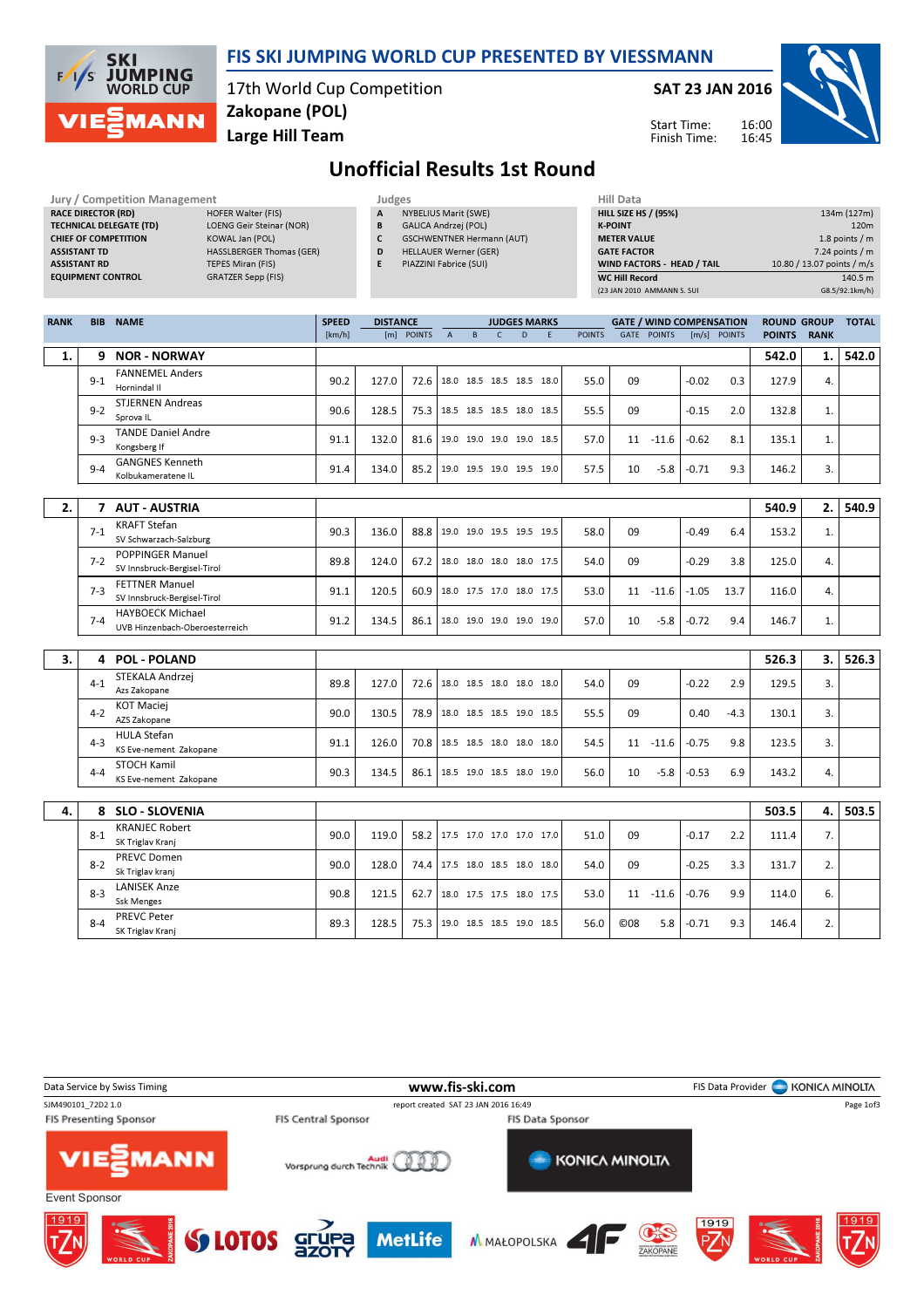# FIS SKI JUMPING WORLD CUP PRESENTED BY VIESSMANN

17th World Cup Competition
**Zakopane (POL)**
**Large Hill Team**

**SAT 23 JAN 2016**

Start Time: 16:00
Finish Time: 16:45

## Unofficial Results 1st Round

**Jury / Competition Management**

| | |
|---|---|
| RACE DIRECTOR (RD) | HOFER Walter (FIS) |
| TECHNICAL DELEGATE (TD) | LOENG Geir Steinar (NOR) |
| CHIEF OF COMPETITION | KOWAL Jan (POL) |
| ASSISTANT TD | HASSLBERGER Thomas (GER) |
| ASSISTANT RD | TEPES Miran (FIS) |
| EQUIPMENT CONTROL | GRATZER Sepp (FIS) |

**Judges**

| | |
|---|---|
| A | NYBELIUS Marit (SWE) |
| B | GALICA Andrzej (POL) |
| C | GSCHWENTNER Hermann (AUT) |
| D | HELLAUER Werner (GER) |
| E | PIAZZINI Fabrice (SUI) |

**Hill Data**

| | |
|---|---|
| HILL SIZE HS / (95%) | 134m (127m) |
| K-POINT | 120m |
| METER VALUE | 1.8 points / m |
| GATE FACTOR | 7.24 points / m |
| WIND FACTORS - HEAD / TAIL | 10.80 / 13.07 points / m/s |
| WC Hill Record | 140.5 m |
| (23 JAN 2010 AMMANN S. SUI | G8.5/92.1km/h) |

| RANK | BIB | NAME | SPEED [km/h] | DISTANCE [m] | DISTANCE POINTS | A | B | C | D | E | JUDGES POINTS | GATE | GATE POINTS | WIND [m/s] | WIND POINTS | ROUND POINTS | GROUP RANK | TOTAL |
|---|---|---|---|---|---|---|---|---|---|---|---|---|---|---|---|---|---|---|
| **1.** | **9** | **NOR - NORWAY** | | | | | | | | | | | | | | **542.0** | **1.** | **542.0** |
| | 9-1 | FANNEMEL Anders<br>Hornindal Il | 90.2 | 127.0 | 72.6 | 18.0 | 18.5 | 18.5 | 18.5 | 18.0 | 55.0 | 09 | | -0.02 | 0.3 | 127.9 | 4. | |
| | 9-2 | STJERNEN Andreas<br>Sprova IL | 90.6 | 128.5 | 75.3 | 18.5 | 18.5 | 18.5 | 18.0 | 18.5 | 55.5 | 09 | | -0.15 | 2.0 | 132.8 | 1. | |
| | 9-3 | TANDE Daniel Andre<br>Kongsberg If | 91.1 | 132.0 | 81.6 | 19.0 | 19.0 | 19.0 | 19.0 | 18.5 | 57.0 | 11 | -11.6 | -0.62 | 8.1 | 135.1 | 1. | |
| | 9-4 | GANGNES Kenneth<br>Kolbukameratene IL | 91.4 | 134.0 | 85.2 | 19.0 | 19.5 | 19.0 | 19.5 | 19.0 | 57.5 | 10 | -5.8 | -0.71 | 9.3 | 146.2 | 3. | |
| **2.** | **7** | **AUT - AUSTRIA** | | | | | | | | | | | | | | **540.9** | **2.** | **540.9** |
| | 7-1 | KRAFT Stefan<br>SV Schwarzach-Salzburg | 90.3 | 136.0 | 88.8 | 19.0 | 19.0 | 19.5 | 19.5 | 19.5 | 58.0 | 09 | | -0.49 | 6.4 | 153.2 | 1. | |
| | 7-2 | POPPINGER Manuel<br>SV Innsbruck-Bergisel-Tirol | 89.8 | 124.0 | 67.2 | 18.0 | 18.0 | 18.0 | 18.0 | 17.5 | 54.0 | 09 | | -0.29 | 3.8 | 125.0 | 4. | |
| | 7-3 | FETTNER Manuel<br>SV Innsbruck-Bergisel-Tirol | 91.1 | 120.5 | 60.9 | 18.0 | 17.5 | 17.0 | 18.0 | 17.5 | 53.0 | 11 | -11.6 | -1.05 | 13.7 | 116.0 | 4. | |
| | 7-4 | HAYBOECK Michael<br>UVB Hinzenbach-Oberoesterreich | 91.2 | 134.5 | 86.1 | 18.0 | 19.0 | 19.0 | 19.0 | 19.0 | 57.0 | 10 | -5.8 | -0.72 | 9.4 | 146.7 | 1. | |
| **3.** | **4** | **POL - POLAND** | | | | | | | | | | | | | | **526.3** | **3.** | **526.3** |
| | 4-1 | STEKALA Andrzej<br>Azs Zakopane | 89.8 | 127.0 | 72.6 | 18.0 | 18.5 | 18.0 | 18.0 | 18.0 | 54.0 | 09 | | -0.22 | 2.9 | 129.5 | 3. | |
| | 4-2 | KOT Maciej<br>AZS Zakopane | 90.0 | 130.5 | 78.9 | 18.0 | 18.5 | 18.5 | 19.0 | 18.5 | 55.5 | 09 | | 0.40 | -4.3 | 130.1 | 3. | |
| | 4-3 | HULA Stefan<br>KS Eve-nement Zakopane | 91.1 | 126.0 | 70.8 | 18.5 | 18.5 | 18.0 | 18.0 | 18.0 | 54.5 | 11 | -11.6 | -0.75 | 9.8 | 123.5 | 3. | |
| | 4-4 | STOCH Kamil<br>KS Eve-nement Zakopane | 90.3 | 134.5 | 86.1 | 18.5 | 19.0 | 18.5 | 18.0 | 19.0 | 56.0 | 10 | -5.8 | -0.53 | 6.9 | 143.2 | 4. | |
| **4.** | **8** | **SLO - SLOVENIA** | | | | | | | | | | | | | | **503.5** | **4.** | **503.5** |
| | 8-1 | KRANJEC Robert<br>SK Triglav Kranj | 90.0 | 119.0 | 58.2 | 17.5 | 17.0 | 17.0 | 17.0 | 17.0 | 51.0 | 09 | | -0.17 | 2.2 | 111.4 | 7. | |
| | 8-2 | PREVC Domen<br>Sk Triglav kranj | 90.0 | 128.0 | 74.4 | 17.5 | 18.0 | 18.5 | 18.0 | 18.0 | 54.0 | 09 | | -0.25 | 3.3 | 131.7 | 2. | |
| | 8-3 | LANISEK Anze<br>Ssk Menges | 90.8 | 121.5 | 62.7 | 18.0 | 17.5 | 17.5 | 18.0 | 17.5 | 53.0 | 11 | -11.6 | -0.76 | 9.9 | 114.0 | 6. | |
| | 8-4 | PREVC Peter<br>SK Triglav Kranj | 89.3 | 128.5 | 75.3 | 19.0 | 18.5 | 18.5 | 19.0 | 18.5 | 56.0 | ©08 | 5.8 | -0.71 | 9.3 | 146.4 | 2. | |

Data Service by Swiss Timing — www.fis-ski.com — FIS Data Provider KONICA MINOLTA
SJM490101_72D2 1.0 — report created SAT 23 JAN 2016 16:49

FIS Presenting Sponsor: VIESSMANN — FIS Central Sponsor: Audi Vorsprung durch Technik — FIS Data Sponsor: KONICA MINOLTA

Event Sponsor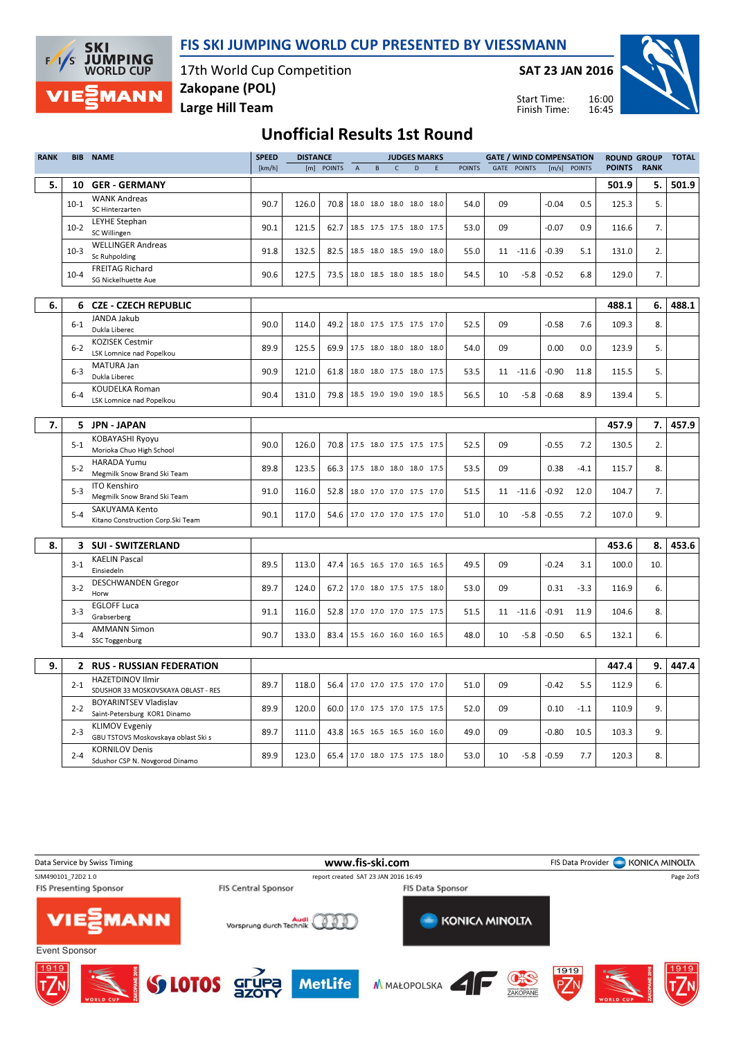# FIS SKI JUMPING WORLD CUP PRESENTED BY VIESSMANN

17th World Cup Competition
**Zakopane (POL)**
**Large Hill Team**

**SAT 23 JAN 2016**

Start Time: 16:00
Finish Time: 16:45

## Unofficial Results 1st Round

| RANK | BIB | NAME | SPEED [km/h] | DISTANCE [m] | DISTANCE POINTS | A | B | C | D | E | JUDGES POINTS | GATE | GATE POINTS | WIND [m/s] | WIND POINTS | ROUND POINTS | GROUP RANK | TOTAL |
|---|---|---|---|---|---|---|---|---|---|---|---|---|---|---|---|---|---|---|
| 5. | 10 | **GER - GERMANY** | | | | | | | | | | | | | | 501.9 | 5. | 501.9 |
| | 10-1 | WANK Andreas<br>SC Hinterzarten | 90.7 | 126.0 | 70.8 | 18.0 | 18.0 | 18.0 | 18.0 | 18.0 | 54.0 | 09 | | -0.04 | 0.5 | 125.3 | 5. | |
| | 10-2 | LEYHE Stephan<br>SC Willingen | 90.1 | 121.5 | 62.7 | 18.5 | 17.5 | 17.5 | 18.0 | 17.5 | 53.0 | 09 | | -0.07 | 0.9 | 116.6 | 7. | |
| | 10-3 | WELLINGER Andreas<br>Sc Ruhpolding | 91.8 | 132.5 | 82.5 | 18.5 | 18.0 | 18.5 | 19.0 | 18.0 | 55.0 | 11 | -11.6 | -0.39 | 5.1 | 131.0 | 2. | |
| | 10-4 | FREITAG Richard<br>SG Nickelhuette Aue | 90.6 | 127.5 | 73.5 | 18.0 | 18.5 | 18.0 | 18.5 | 18.0 | 54.5 | 10 | -5.8 | -0.52 | 6.8 | 129.0 | 7. | |
| 6. | 6 | **CZE - CZECH REPUBLIC** | | | | | | | | | | | | | | 488.1 | 6. | 488.1 |
| | 6-1 | JANDA Jakub<br>Dukla Liberec | 90.0 | 114.0 | 49.2 | 18.0 | 17.5 | 17.5 | 17.5 | 17.0 | 52.5 | 09 | | -0.58 | 7.6 | 109.3 | 8. | |
| | 6-2 | KOZISEK Cestmir<br>LSK Lomnice nad Popelkou | 89.9 | 125.5 | 69.9 | 17.5 | 18.0 | 18.0 | 18.0 | 18.0 | 54.0 | 09 | | 0.00 | 0.0 | 123.9 | 5. | |
| | 6-3 | MATURA Jan<br>Dukla Liberec | 90.9 | 121.0 | 61.8 | 18.0 | 18.0 | 17.5 | 18.0 | 17.5 | 53.5 | 11 | -11.6 | -0.90 | 11.8 | 115.5 | 5. | |
| | 6-4 | KOUDELKA Roman<br>LSK Lomnice nad Popelkou | 90.4 | 131.0 | 79.8 | 18.5 | 19.0 | 19.0 | 19.0 | 18.5 | 56.5 | 10 | -5.8 | -0.68 | 8.9 | 139.4 | 5. | |
| 7. | 5 | **JPN - JAPAN** | | | | | | | | | | | | | | 457.9 | 7. | 457.9 |
| | 5-1 | KOBAYASHI Ryoyu<br>Morioka Chuo High School | 90.0 | 126.0 | 70.8 | 17.5 | 18.0 | 17.5 | 17.5 | 17.5 | 52.5 | 09 | | -0.55 | 7.2 | 130.5 | 2. | |
| | 5-2 | HARADA Yumu<br>Megmilk Snow Brand Ski Team | 89.8 | 123.5 | 66.3 | 17.5 | 18.0 | 18.0 | 18.0 | 17.5 | 53.5 | 09 | | 0.38 | -4.1 | 115.7 | 8. | |
| | 5-3 | ITO Kenshiro<br>Megmilk Snow Brand Ski Team | 91.0 | 116.0 | 52.8 | 18.0 | 17.0 | 17.0 | 17.5 | 17.0 | 51.5 | 11 | -11.6 | -0.92 | 12.0 | 104.7 | 7. | |
| | 5-4 | SAKUYAMA Kento<br>Kitano Construction Corp.Ski Team | 90.1 | 117.0 | 54.6 | 17.0 | 17.0 | 17.0 | 17.5 | 17.0 | 51.0 | 10 | -5.8 | -0.55 | 7.2 | 107.0 | 9. | |
| 8. | 3 | **SUI - SWITZERLAND** | | | | | | | | | | | | | | 453.6 | 8. | 453.6 |
| | 3-1 | KAELIN Pascal<br>Einsiedeln | 89.5 | 113.0 | 47.4 | 16.5 | 16.5 | 17.0 | 16.5 | 16.5 | 49.5 | 09 | | -0.24 | 3.1 | 100.0 | 10. | |
| | 3-2 | DESCHWANDEN Gregor<br>Horw | 89.7 | 124.0 | 67.2 | 17.0 | 18.0 | 17.5 | 17.5 | 18.0 | 53.0 | 09 | | 0.31 | -3.3 | 116.9 | 6. | |
| | 3-3 | EGLOFF Luca<br>Grabserberg | 91.1 | 116.0 | 52.8 | 17.0 | 17.0 | 17.0 | 17.5 | 17.5 | 51.5 | 11 | -11.6 | -0.91 | 11.9 | 104.6 | 8. | |
| | 3-4 | AMMANN Simon<br>SSC Toggenburg | 90.7 | 133.0 | 83.4 | 15.5 | 16.0 | 16.0 | 16.0 | 16.5 | 48.0 | 10 | -5.8 | -0.50 | 6.5 | 132.1 | 6. | |
| 9. | 2 | **RUS - RUSSIAN FEDERATION** | | | | | | | | | | | | | | 447.4 | 9. | 447.4 |
| | 2-1 | HAZETDINOV Ilmir<br>SDUSHOR 33 MOSKOVSKAYA OBLAST - RES | 89.7 | 118.0 | 56.4 | 17.0 | 17.0 | 17.5 | 17.0 | 17.0 | 51.0 | 09 | | -0.42 | 5.5 | 112.9 | 6. | |
| | 2-2 | BOYARINTSEV Vladislav<br>Saint-Petersburg KOR1 Dinamo | 89.9 | 120.0 | 60.0 | 17.0 | 17.5 | 17.0 | 17.5 | 17.5 | 52.0 | 09 | | 0.10 | -1.1 | 110.9 | 9. | |
| | 2-3 | KLIMOV Evgeniy<br>GBU TSTOVS Moskovskaya oblast Ski s | 89.7 | 111.0 | 43.8 | 16.5 | 16.5 | 16.5 | 16.0 | 16.0 | 49.0 | 09 | | -0.80 | 10.5 | 103.3 | 9. | |
| | 2-4 | KORNILOV Denis<br>Sdushor CSP N. Novgorod Dinamo | 89.9 | 123.0 | 65.4 | 17.0 | 18.0 | 17.5 | 17.5 | 18.0 | 53.0 | 10 | -5.8 | -0.59 | 7.7 | 120.3 | 8. | |

Data Service by Swiss Timing — www.fis-ski.com — FIS Data Provider KONICA MINOLTA

SJM490101_72D2 1.0 — report created SAT 23 JAN 2016 16:49

FIS Presenting Sponsor: VIESSMANN — FIS Central Sponsor: Audi — FIS Data Sponsor: KONICA MINOLTA

Event Sponsor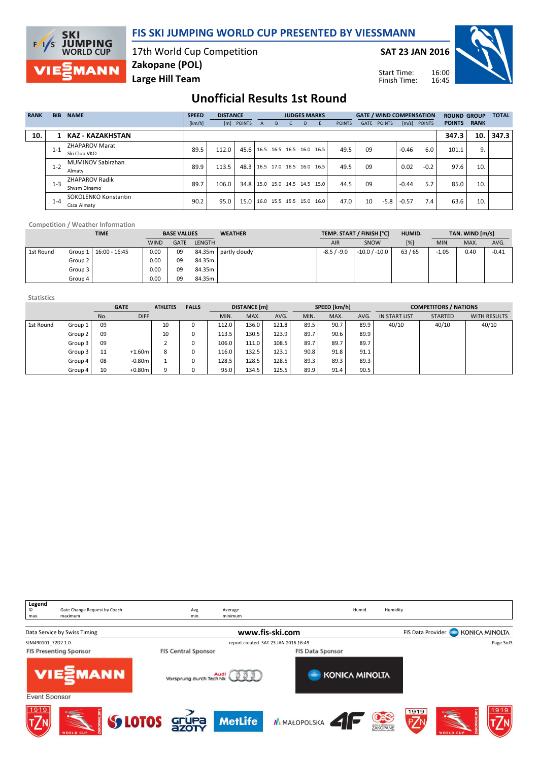# FIS SKI JUMPING WORLD CUP PRESENTED BY VIESSMANN

17th World Cup Competition
**Zakopane (POL)**
**Large Hill Team**

**SAT 23 JAN 2016**

Start Time: 16:00
Finish Time: 16:45

## Unofficial Results 1st Round

| RANK | BIB | NAME | SPEED [km/h] | DISTANCE [m] | DISTANCE POINTS | A | B | C | D | E | JUDGES POINTS | GATE | GATE POINTS | WIND [m/s] | WIND POINTS | ROUND POINTS | GROUP RANK | TOTAL |
|---|---|---|---|---|---|---|---|---|---|---|---|---|---|---|---|---|---|---|
| 10. | 1 | KAZ - KAZAKHSTAN | | | | | | | | | | | | | | 347.3 | 10. | 347.3 |
| | 1-1 | ZHAPAROV Marat<br>Ski Club VKO | 89.5 | 112.0 | 45.6 | 16.5 | 16.5 | 16.5 | 16.0 | 16.5 | 49.5 | 09 | | -0.46 | 6.0 | 101.1 | 9. | |
| | 1-2 | MUMINOV Sabirzhan<br>Almaty | 89.9 | 113.5 | 48.3 | 16.5 | 17.0 | 16.5 | 16.0 | 16.5 | 49.5 | 09 | | 0.02 | -0.2 | 97.6 | 10. | |
| | 1-3 | ZHAPAROV Radik<br>Shvsm Dinamo | 89.7 | 106.0 | 34.8 | 15.0 | 15.0 | 14.5 | 14.5 | 15.0 | 44.5 | 09 | | -0.44 | 5.7 | 85.0 | 10. | |
| | 1-4 | SOKOLENKO Konstantin<br>Csca Almaty | 90.2 | 95.0 | 15.0 | 16.0 | 15.5 | 15.5 | 15.0 | 16.0 | 47.0 | 10 | -5.8 | -0.57 | 7.4 | 63.6 | 10. | |

### Competition / Weather Information

| | | TIME | BASE VALUES WIND | GATE | LENGTH | WEATHER | TEMP. AIR | TEMP. SNOW | HUMID. [%] | TAN. WIND MIN. | MAX. | AVG. |
|---|---|---|---|---|---|---|---|---|---|---|---|---|
| 1st Round | Group 1 | 16:00 - 16:45 | 0.00 | 09 | 84.35m | partly cloudy | -8.5 / -9.0 | -10.0 / -10.0 | 63 / 65 | -1.05 | 0.40 | -0.41 |
| | Group 2 | | 0.00 | 09 | 84.35m | | | | | | | |
| | Group 3 | | 0.00 | 09 | 84.35m | | | | | | | |
| | Group 4 | | 0.00 | 09 | 84.35m | | | | | | | |

### Statistics

| | | GATE No. | DIFF | ATHLETES | FALLS | DISTANCE MIN. | MAX. | AVG. | SPEED MIN. | MAX. | AVG. | IN START LIST | STARTED | WITH RESULTS |
|---|---|---|---|---|---|---|---|---|---|---|---|---|---|---|
| 1st Round | Group 1 | 09 | | 10 | 0 | 112.0 | 136.0 | 121.8 | 89.5 | 90.7 | 89.9 | 40/10 | 40/10 | 40/10 |
| | Group 2 | 09 | | 10 | 0 | 113.5 | 130.5 | 123.9 | 89.7 | 90.6 | 89.9 | | | |
| | Group 3 | 09 | | 2 | 0 | 106.0 | 111.0 | 108.5 | 89.7 | 89.7 | 89.7 | | | |
| | Group 3 | 11 | +1.60m | 8 | 0 | 116.0 | 132.5 | 123.1 | 90.8 | 91.8 | 91.1 | | | |
| | Group 4 | 08 | -0.80m | 1 | 0 | 128.5 | 128.5 | 128.5 | 89.3 | 89.3 | 89.3 | | | |
| | Group 4 | 10 | +0.80m | 9 | 0 | 95.0 | 134.5 | 125.5 | 89.9 | 91.4 | 90.5 | | | |

**Legend**
© Gate Change Request by Coach
max. maximum
Avg. Average
min. minimum
Humid. Humidity

Data Service by Swiss Timing — www.fis-ski.com — FIS Data Provider KONICA MINOLTA

SJM490101_72D2 1.0 — report created SAT 23 JAN 2016 16:49